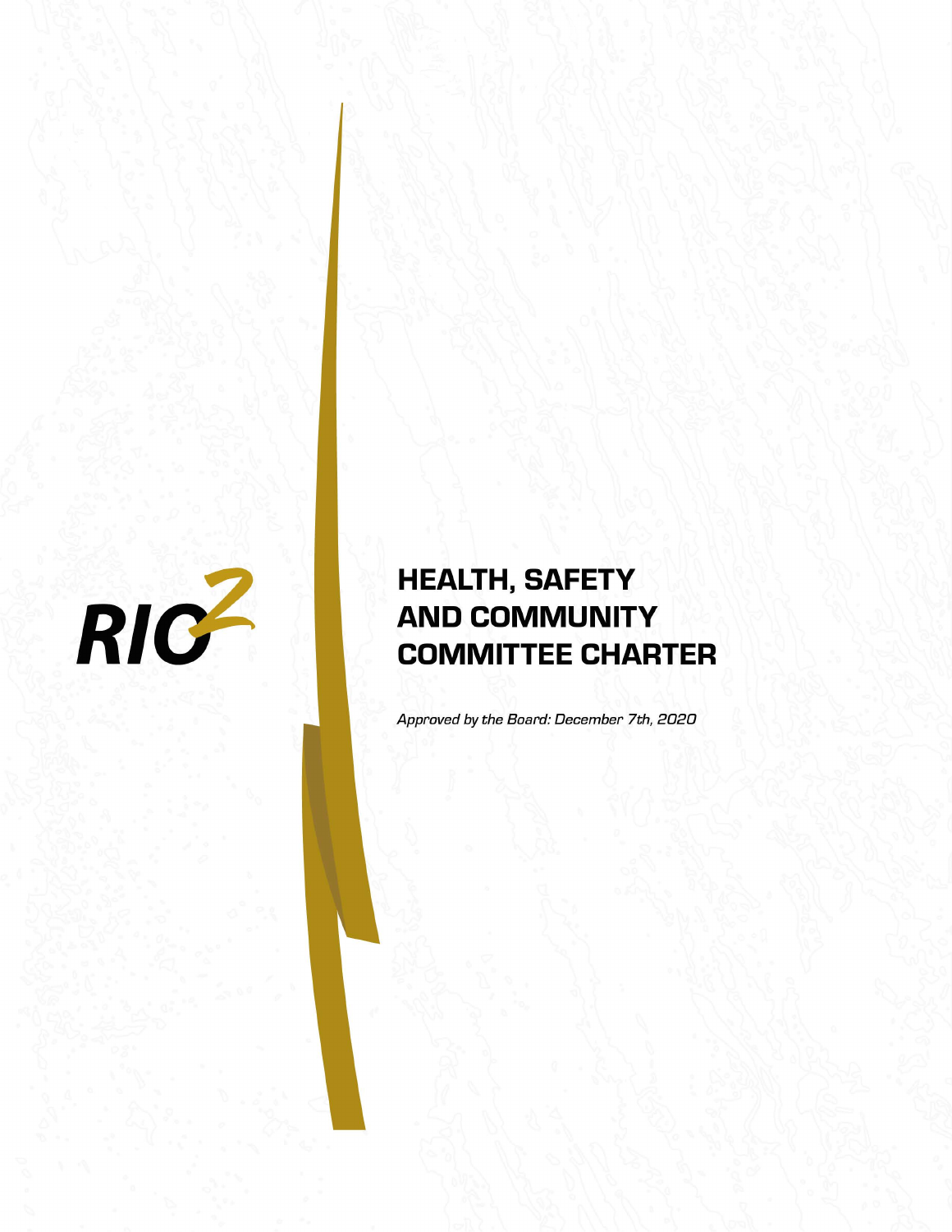RIO2

# HEALTH, SAFETY AND COMMUNITY COMMITTEE CHARTER

*Approved by the Board: December 7th, 2020*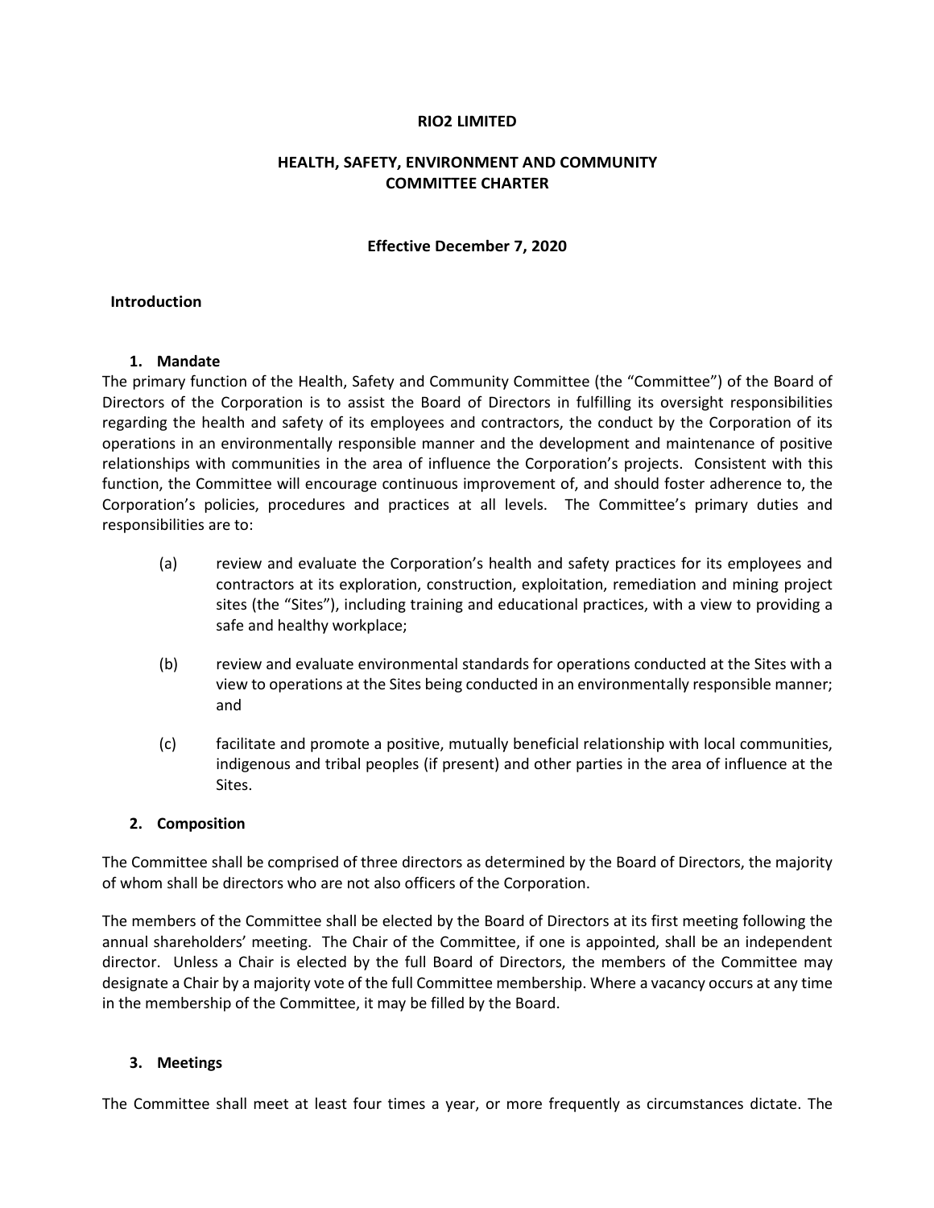**RIO2 LIMITED**

**HEALTH, SAFETY, ENVIRONMENT AND COMMUNITY COMMITTEE CHARTER**

**Effective December 7, 2020**

## Introduction

### 1. Mandate

The primary function of the Health, Safety and Community Committee (the "Committee") of the Board of Directors of the Corporation is to assist the Board of Directors in fulfilling its oversight responsibilities regarding the health and safety of its employees and contractors, the conduct by the Corporation of its operations in an environmentally responsible manner and the development and maintenance of positive relationships with communities in the area of influence the Corporation's projects. Consistent with this function, the Committee will encourage continuous improvement of, and should foster adherence to, the Corporation's policies, procedures and practices at all levels. The Committee's primary duties and responsibilities are to:

(a) review and evaluate the Corporation's health and safety practices for its employees and contractors at its exploration, construction, exploitation, remediation and mining project sites (the "Sites"), including training and educational practices, with a view to providing a safe and healthy workplace;

(b) review and evaluate environmental standards for operations conducted at the Sites with a view to operations at the Sites being conducted in an environmentally responsible manner; and

(c) facilitate and promote a positive, mutually beneficial relationship with local communities, indigenous and tribal peoples (if present) and other parties in the area of influence at the Sites.

### 2. Composition

The Committee shall be comprised of three directors as determined by the Board of Directors, the majority of whom shall be directors who are not also officers of the Corporation.

The members of the Committee shall be elected by the Board of Directors at its first meeting following the annual shareholders' meeting. The Chair of the Committee, if one is appointed, shall be an independent director. Unless a Chair is elected by the full Board of Directors, the members of the Committee may designate a Chair by a majority vote of the full Committee membership. Where a vacancy occurs at any time in the membership of the Committee, it may be filled by the Board.

### 3. Meetings

The Committee shall meet at least four times a year, or more frequently as circumstances dictate. The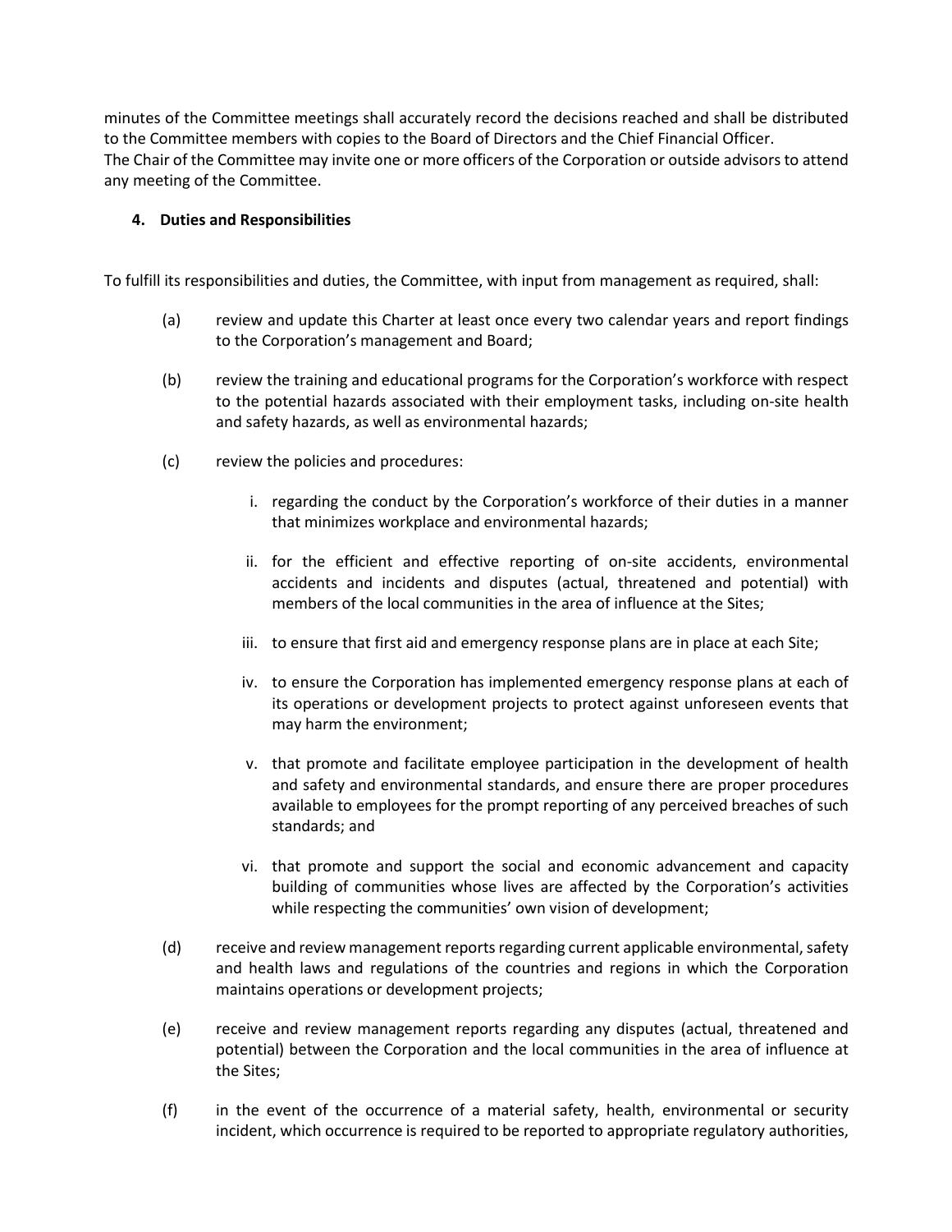minutes of the Committee meetings shall accurately record the decisions reached and shall be distributed to the Committee members with copies to the Board of Directors and the Chief Financial Officer.
The Chair of the Committee may invite one or more officers of the Corporation or outside advisors to attend any meeting of the Committee.

## 4. Duties and Responsibilities

To fulfill its responsibilities and duties, the Committee, with input from management as required, shall:

(a) review and update this Charter at least once every two calendar years and report findings to the Corporation's management and Board;

(b) review the training and educational programs for the Corporation's workforce with respect to the potential hazards associated with their employment tasks, including on-site health and safety hazards, as well as environmental hazards;

(c) review the policies and procedures:

  i. regarding the conduct by the Corporation's workforce of their duties in a manner that minimizes workplace and environmental hazards;

  ii. for the efficient and effective reporting of on-site accidents, environmental accidents and incidents and disputes (actual, threatened and potential) with members of the local communities in the area of influence at the Sites;

  iii. to ensure that first aid and emergency response plans are in place at each Site;

  iv. to ensure the Corporation has implemented emergency response plans at each of its operations or development projects to protect against unforeseen events that may harm the environment;

  v. that promote and facilitate employee participation in the development of health and safety and environmental standards, and ensure there are proper procedures available to employees for the prompt reporting of any perceived breaches of such standards; and

  vi. that promote and support the social and economic advancement and capacity building of communities whose lives are affected by the Corporation's activities while respecting the communities' own vision of development;

(d) receive and review management reports regarding current applicable environmental, safety and health laws and regulations of the countries and regions in which the Corporation maintains operations or development projects;

(e) receive and review management reports regarding any disputes (actual, threatened and potential) between the Corporation and the local communities in the area of influence at the Sites;

(f) in the event of the occurrence of a material safety, health, environmental or security incident, which occurrence is required to be reported to appropriate regulatory authorities,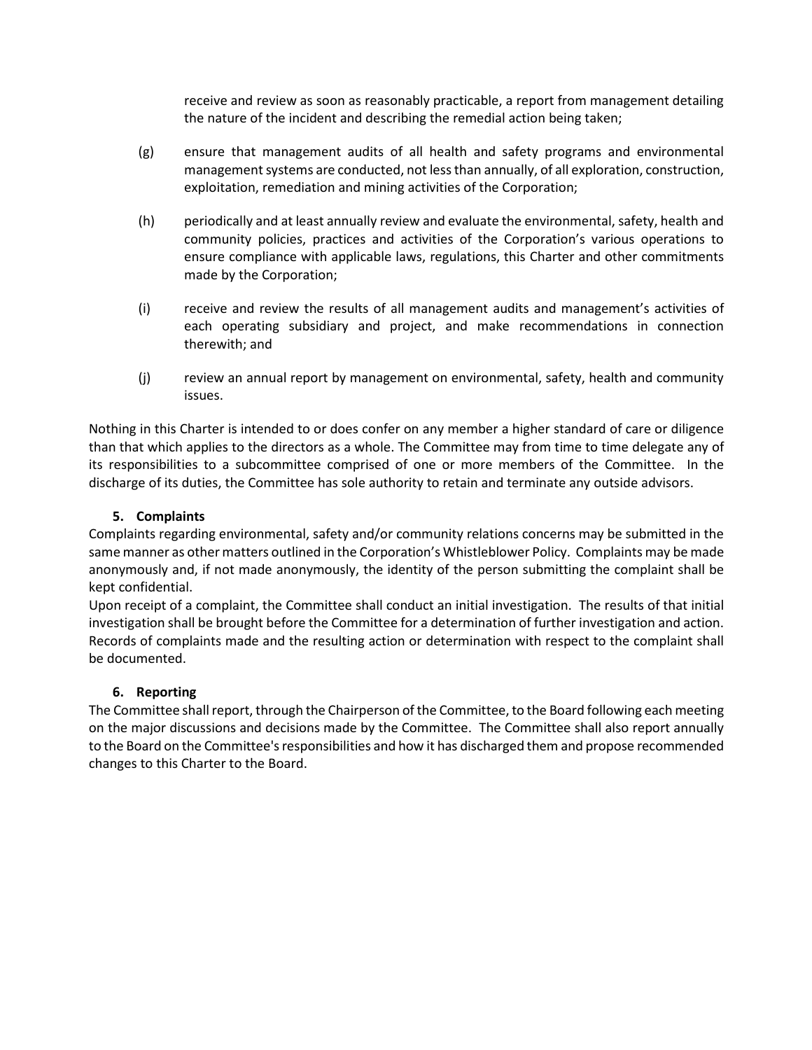receive and review as soon as reasonably practicable, a report from management detailing the nature of the incident and describing the remedial action being taken;

(g) ensure that management audits of all health and safety programs and environmental management systems are conducted, not less than annually, of all exploration, construction, exploitation, remediation and mining activities of the Corporation;

(h) periodically and at least annually review and evaluate the environmental, safety, health and community policies, practices and activities of the Corporation's various operations to ensure compliance with applicable laws, regulations, this Charter and other commitments made by the Corporation;

(i) receive and review the results of all management audits and management's activities of each operating subsidiary and project, and make recommendations in connection therewith; and

(j) review an annual report by management on environmental, safety, health and community issues.

Nothing in this Charter is intended to or does confer on any member a higher standard of care or diligence than that which applies to the directors as a whole. The Committee may from time to time delegate any of its responsibilities to a subcommittee comprised of one or more members of the Committee. In the discharge of its duties, the Committee has sole authority to retain and terminate any outside advisors.

### 5. Complaints

Complaints regarding environmental, safety and/or community relations concerns may be submitted in the same manner as other matters outlined in the Corporation's Whistleblower Policy. Complaints may be made anonymously and, if not made anonymously, the identity of the person submitting the complaint shall be kept confidential.

Upon receipt of a complaint, the Committee shall conduct an initial investigation. The results of that initial investigation shall be brought before the Committee for a determination of further investigation and action. Records of complaints made and the resulting action or determination with respect to the complaint shall be documented.

### 6. Reporting

The Committee shall report, through the Chairperson of the Committee, to the Board following each meeting on the major discussions and decisions made by the Committee. The Committee shall also report annually to the Board on the Committee's responsibilities and how it has discharged them and propose recommended changes to this Charter to the Board.